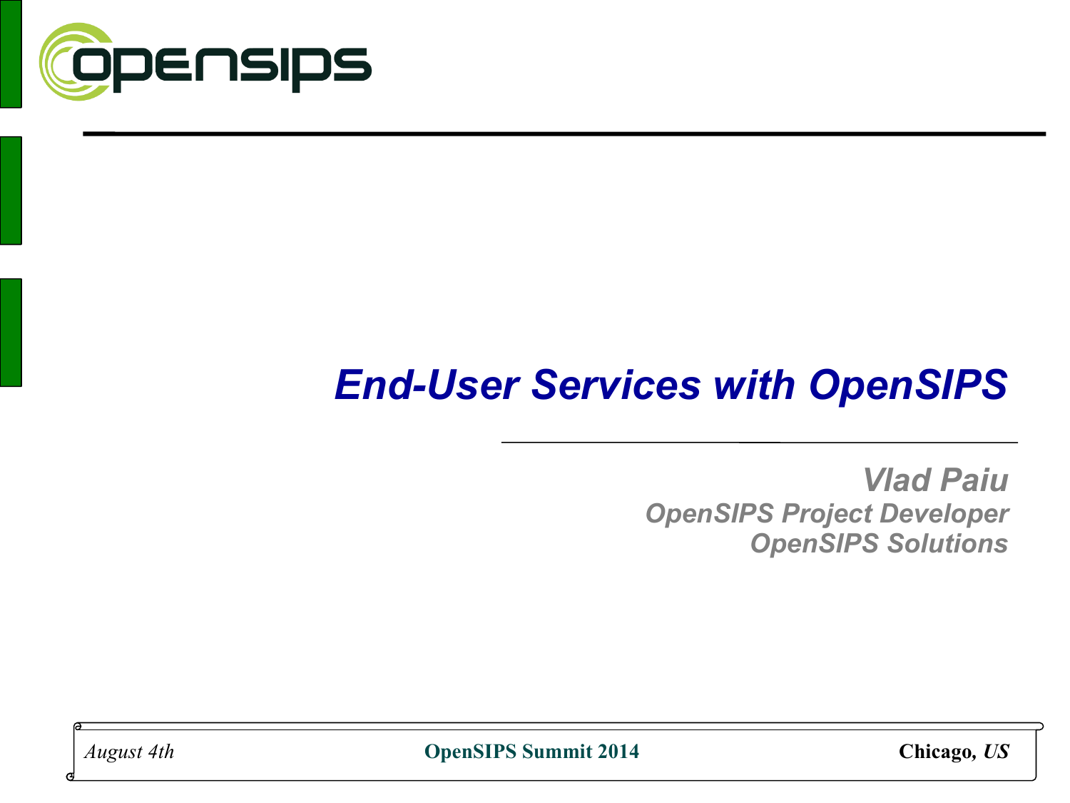# End-User Services with OpenSIPS

**Vlad Paiu**
*OpenSIPS Project Developer*
*OpenSIPS Solutions*

*August 4th* — **OpenSIPS Summit 2014** — **Chicago, *US***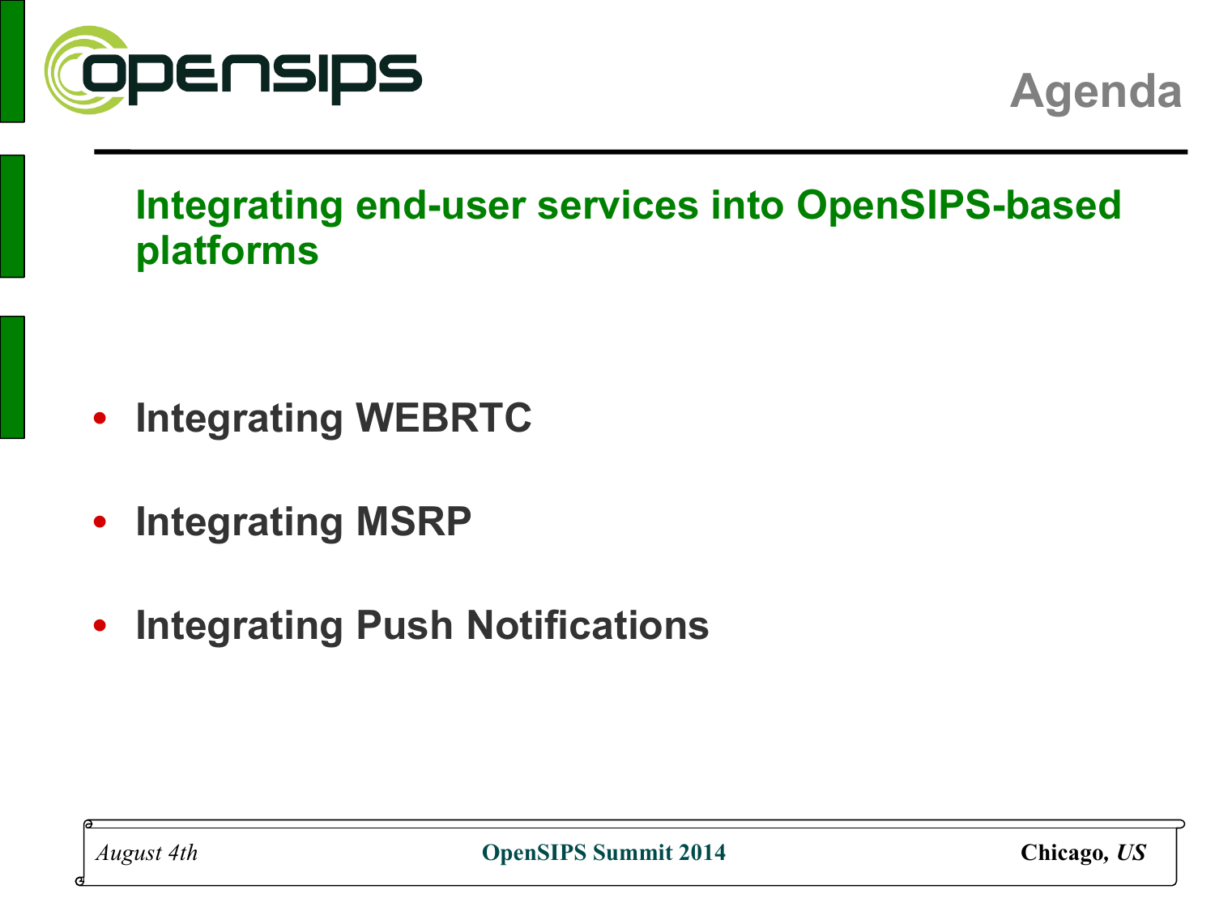# Agenda

## Integrating end-user services into OpenSIPS-based platforms

- Integrating WEBRTC
- Integrating MSRP
- Integrating Push Notifications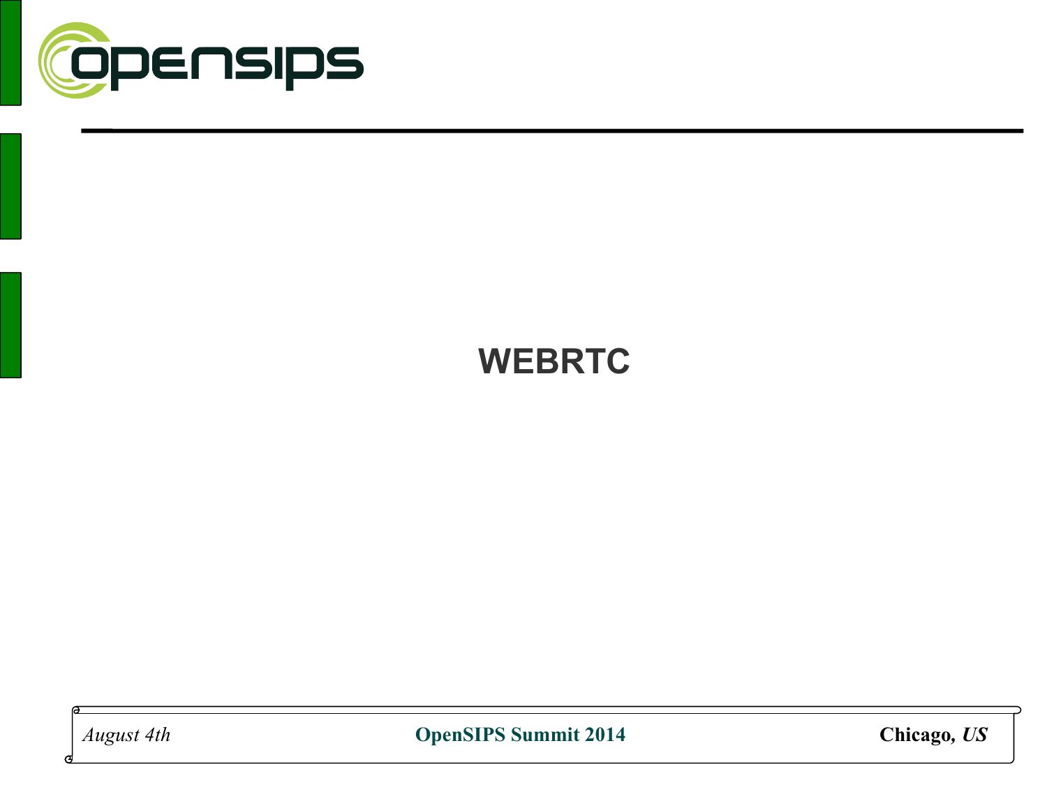# WEBRTC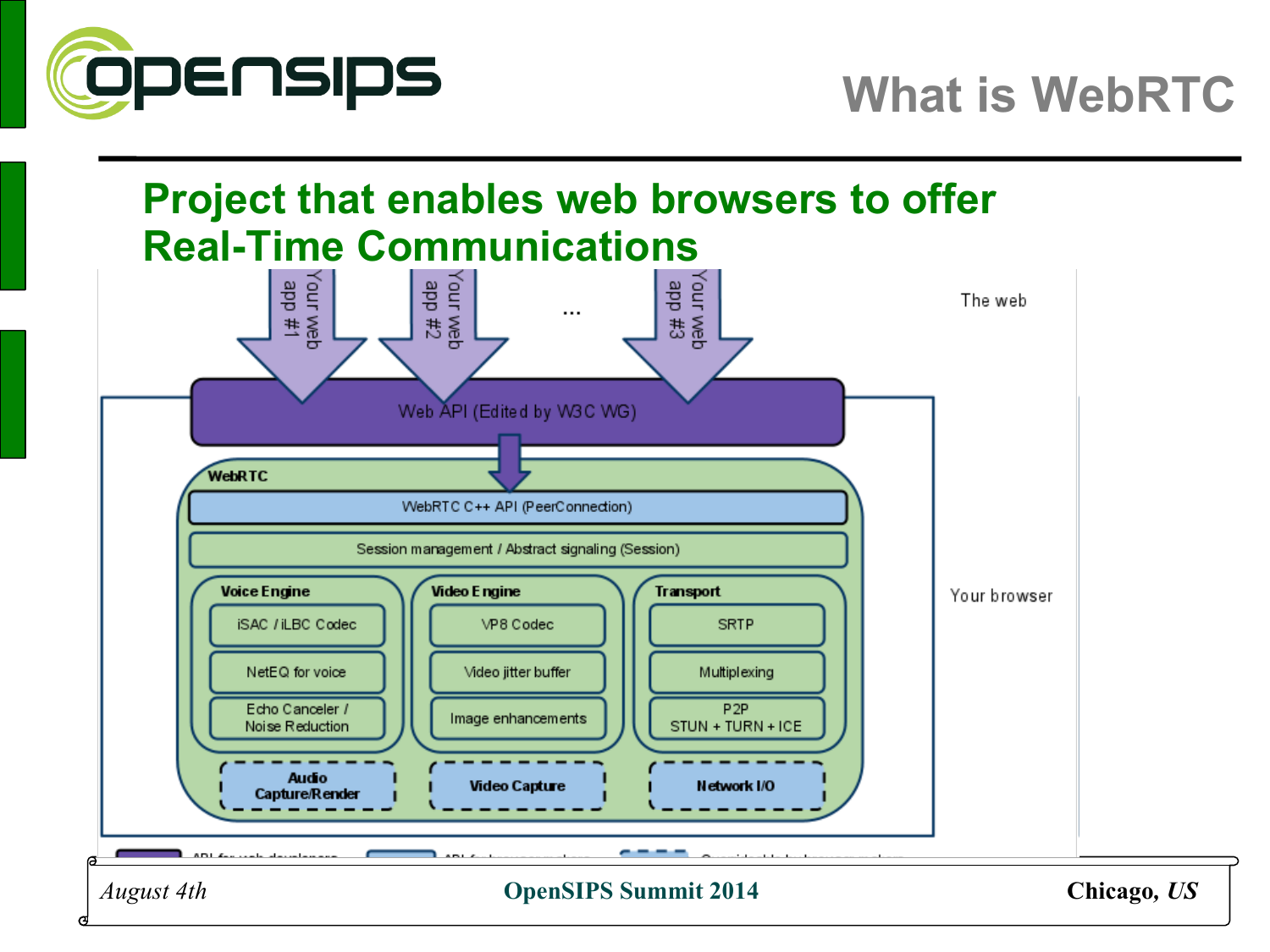# What is WebRTC

## Project that enables web browsers to offer Real-Time Communications

Your web app #1 | Your web app #2 | ... | Your web app #3

The web

Web API (Edited by W3C WG)

**WebRTC**

WebRTC C++ API (PeerConnection)

Session management / Abstract signaling (Session)

| **Voice Engine** | **Video Engine** | **Transport** |
| --- | --- | --- |
| iSAC / iLBC Codec | VP8 Codec | SRTP |
| NetEQ for voice | Video jitter buffer | Multiplexing |
| Echo Canceler / Noise Reduction | Image enhancements | P2P STUN + TURN + ICE |
| **Audio Capture/Render** | **Video Capture** | **Network I/O** |

Your browser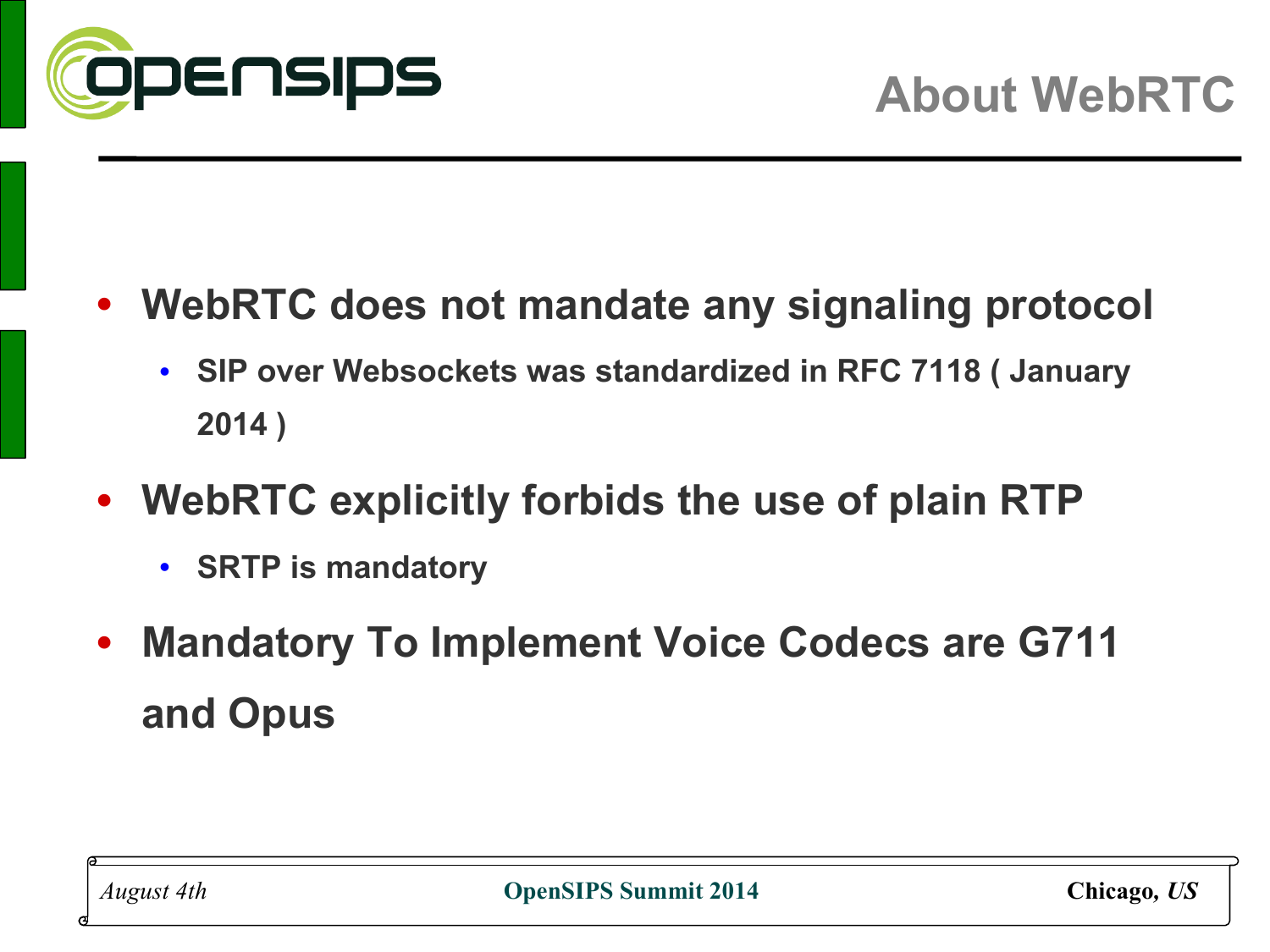# About WebRTC

- WebRTC does not mandate any signaling protocol
  - SIP over Websockets was standardized in RFC 7118 ( January 2014 )
- WebRTC explicitly forbids the use of plain RTP
  - SRTP is mandatory
- Mandatory To Implement Voice Codecs are G711 and Opus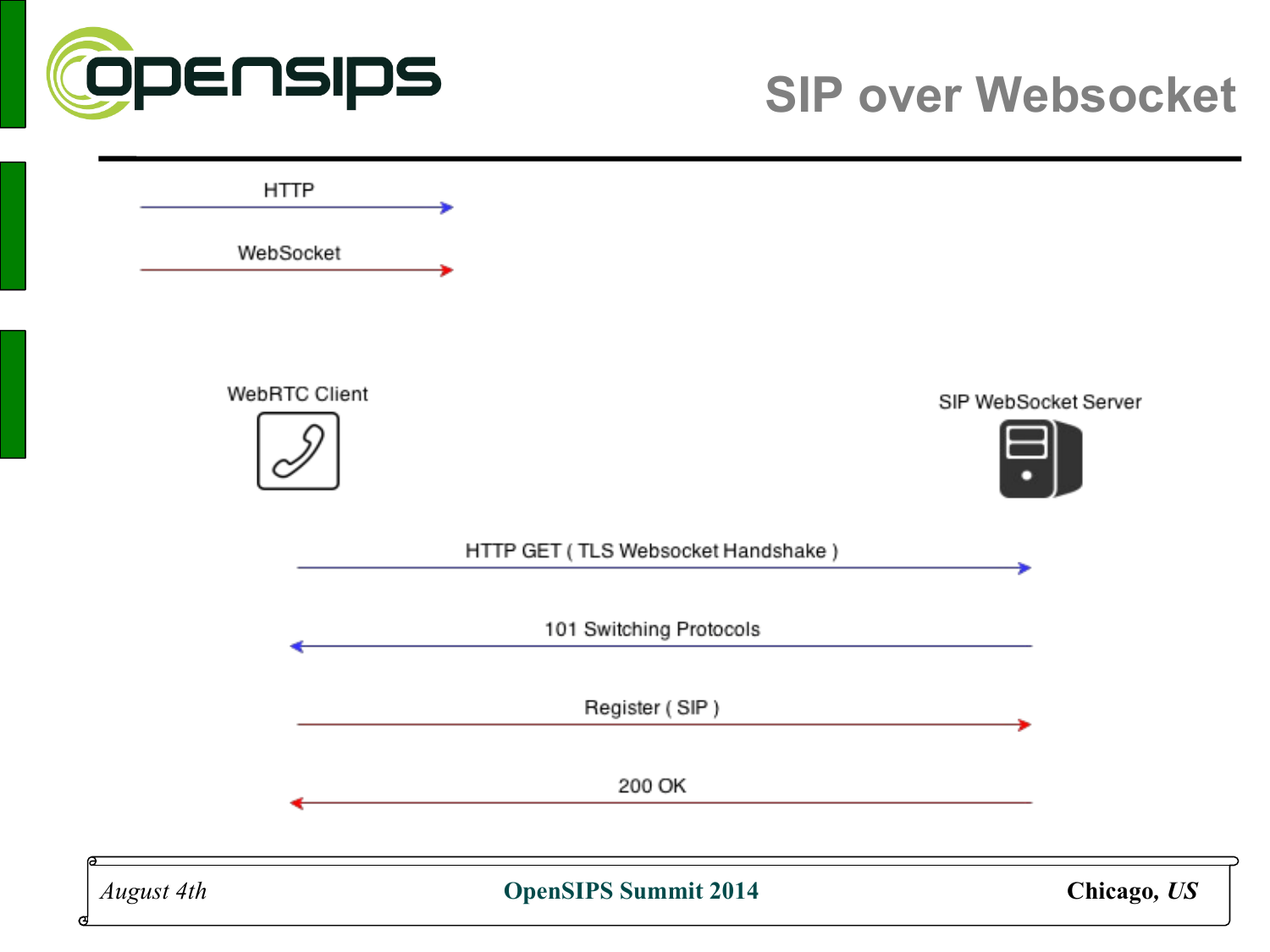# SIP over Websocket

HTTP

WebSocket

WebRTC Client

SIP WebSocket Server

HTTP GET ( TLS Websocket Handshake )

101 Switching Protocols

Register ( SIP )

200 OK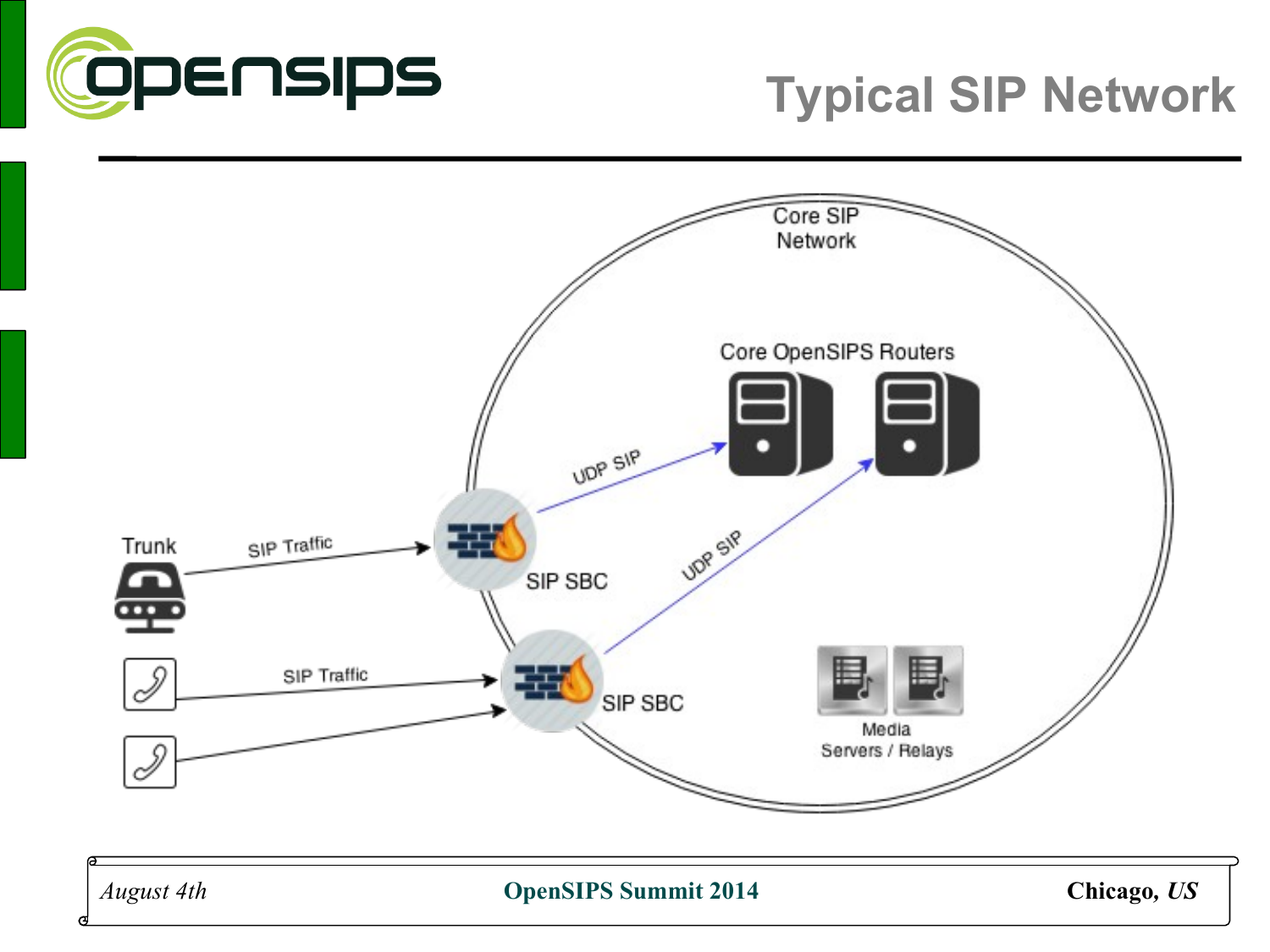# Typical SIP Network

Core SIP Network

Core OpenSIPS Routers

Trunk

SIP Traffic

SIP SBC

UDP SIP

UDP SIP

SIP Traffic

SIP SBC

Media Servers / Relays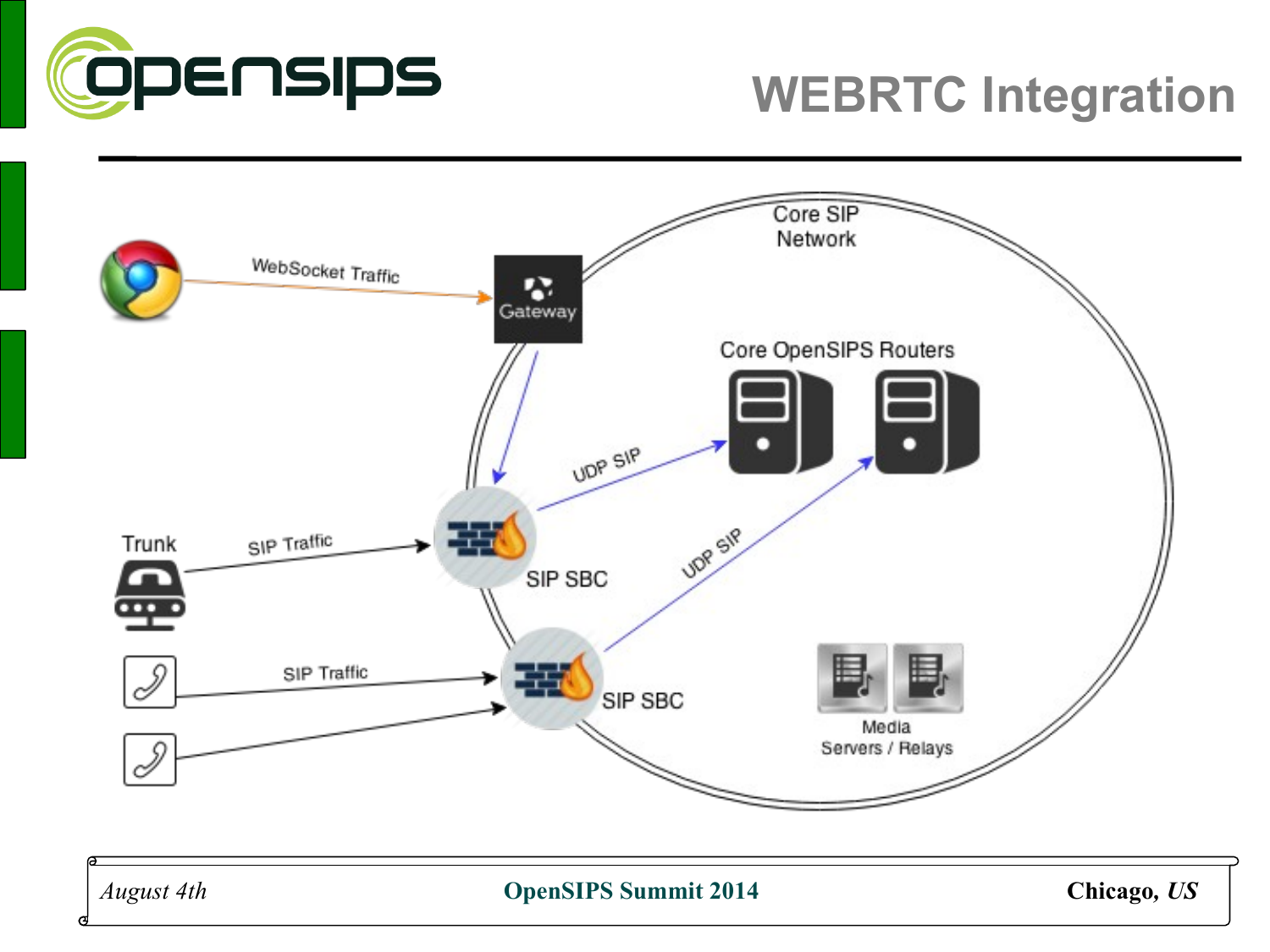# WEBRTC Integration

Core SIP Network

WebSocket Traffic

Gateway

Core OpenSIPS Routers

UDP SIP

UDP SIP

Trunk

SIP Traffic

SIP SBC

SIP Traffic

SIP SBC

Media Servers / Relays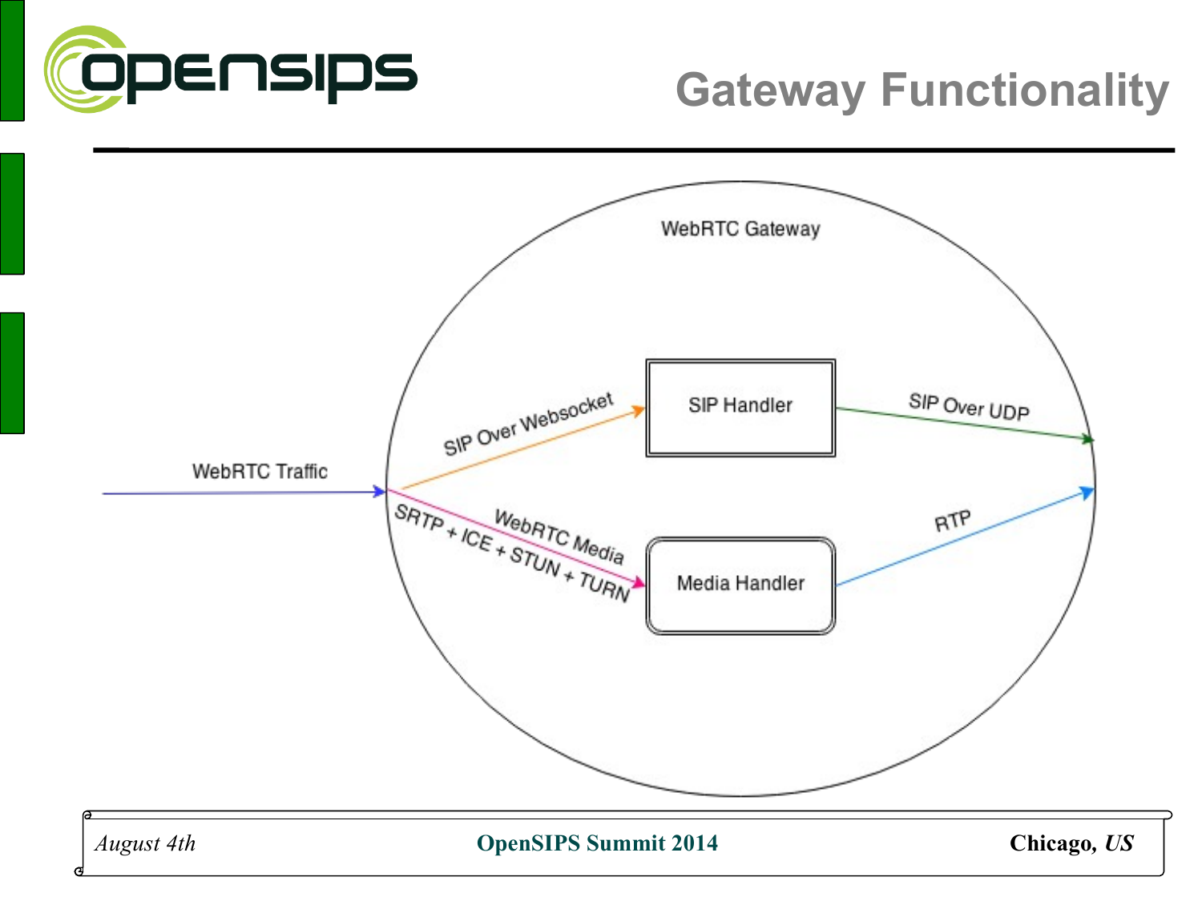# Gateway Functionality

WebRTC Gateway

WebRTC Traffic

SIP Over Websocket

SIP Handler

SIP Over UDP

WebRTC Media

SRTP + ICE + STUN + TURN

Media Handler

RTP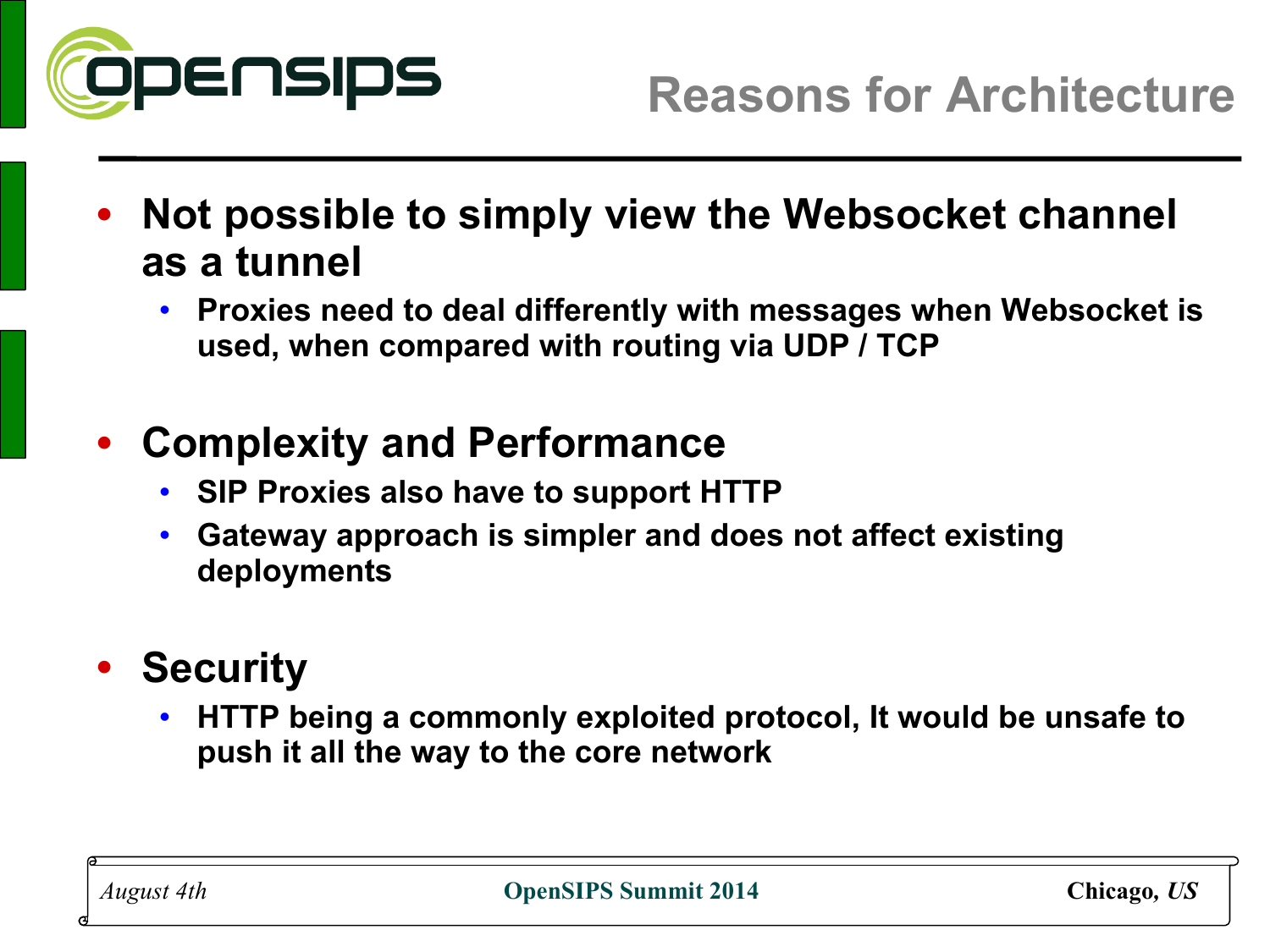# Reasons for Architecture

- **Not possible to simply view the Websocket channel as a tunnel**
  - **Proxies need to deal differently with messages when Websocket is used, when compared with routing via UDP / TCP**

- **Complexity and Performance**
  - **SIP Proxies also have to support HTTP**
  - **Gateway approach is simpler and does not affect existing deployments**

- **Security**
  - **HTTP being a commonly exploited protocol, It would be unsafe to push it all the way to the core network**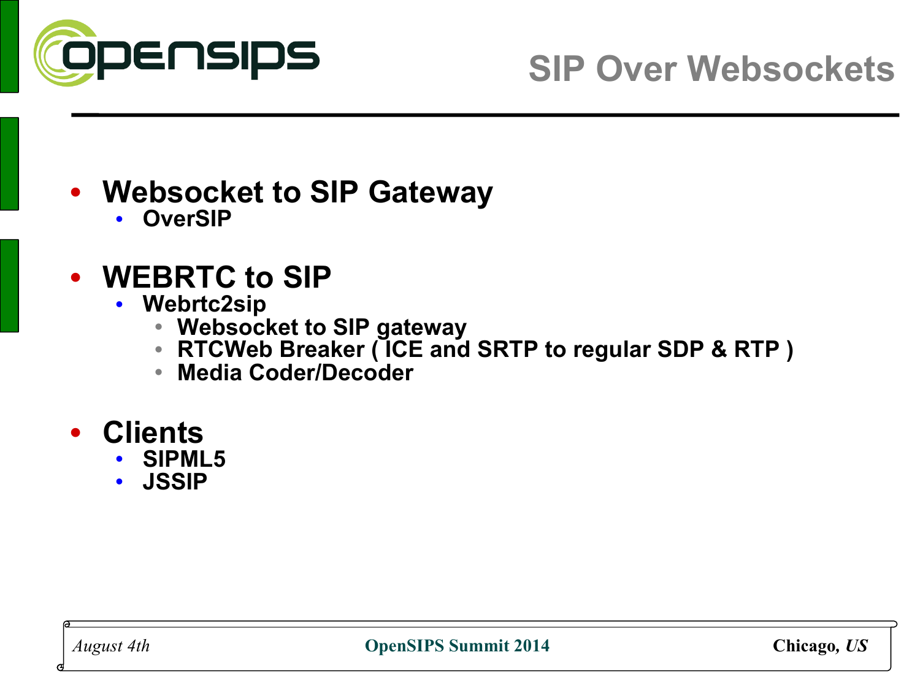# SIP Over Websockets

- **Websocket to SIP Gateway**
  - **OverSIP**
- **WEBRTC to SIP**
  - **Webrtc2sip**
    - **Websocket to SIP gateway**
    - **RTCWeb Breaker ( ICE and SRTP to regular SDP & RTP )**
    - **Media Coder/Decoder**
- **Clients**
  - **SIPML5**
  - **JSSIP**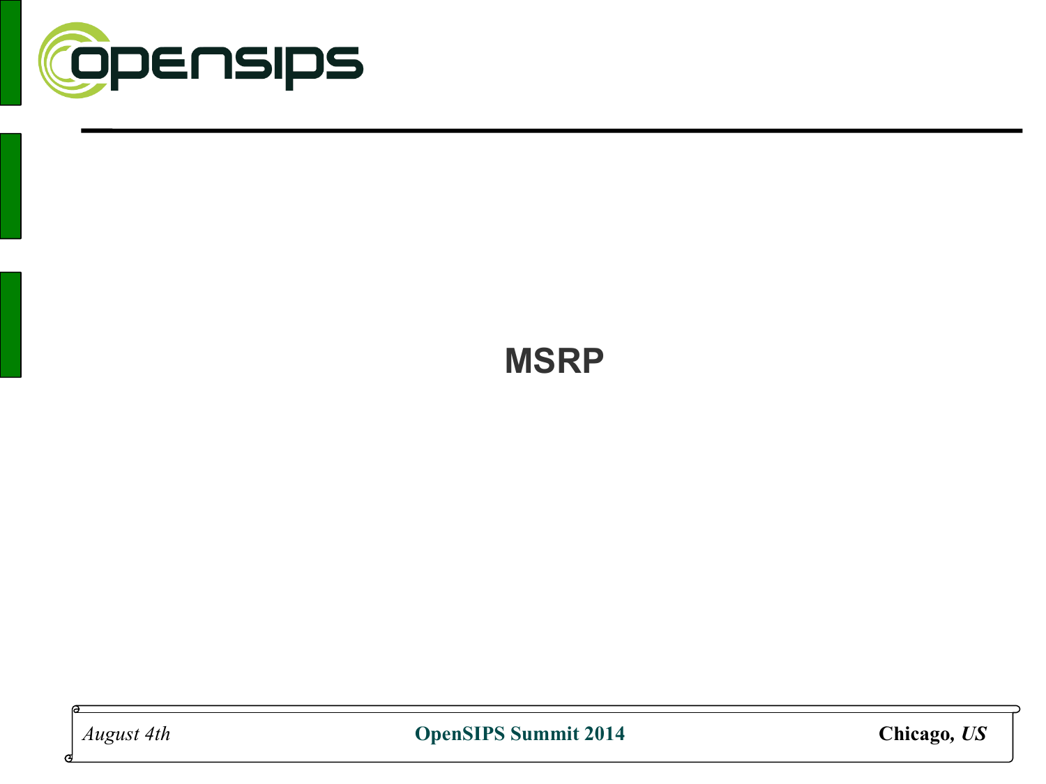# MSRP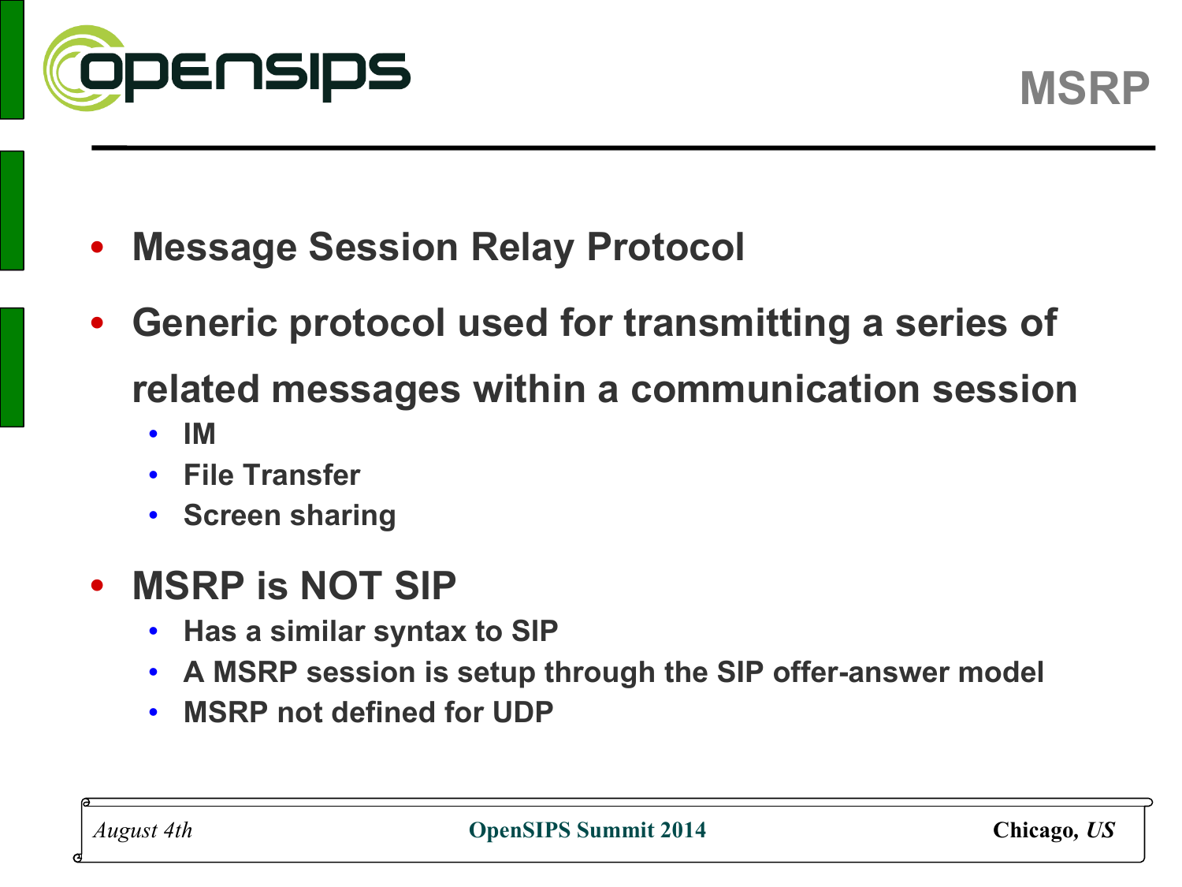# MSRP

- Message Session Relay Protocol
- Generic protocol used for transmitting a series of related messages within a communication session
  - IM
  - File Transfer
  - Screen sharing
- MSRP is NOT SIP
  - Has a similar syntax to SIP
  - A MSRP session is setup through the SIP offer-answer model
  - MSRP not defined for UDP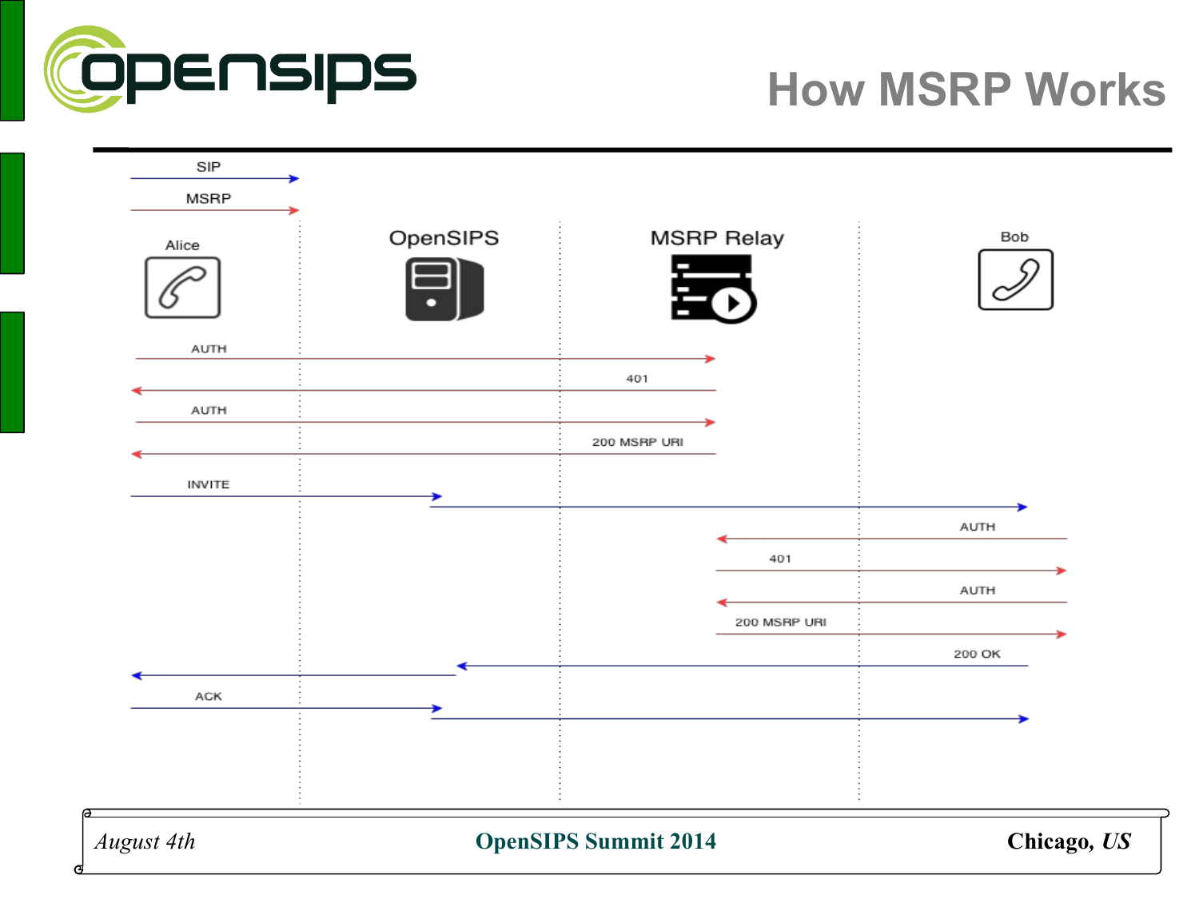# How MSRP Works

SIP

MSRP

Alice

OpenSIPS

MSRP Relay

Bob

AUTH

401

AUTH

200 MSRP URI

INVITE

AUTH

401

AUTH

200 MSRP URI

200 OK

ACK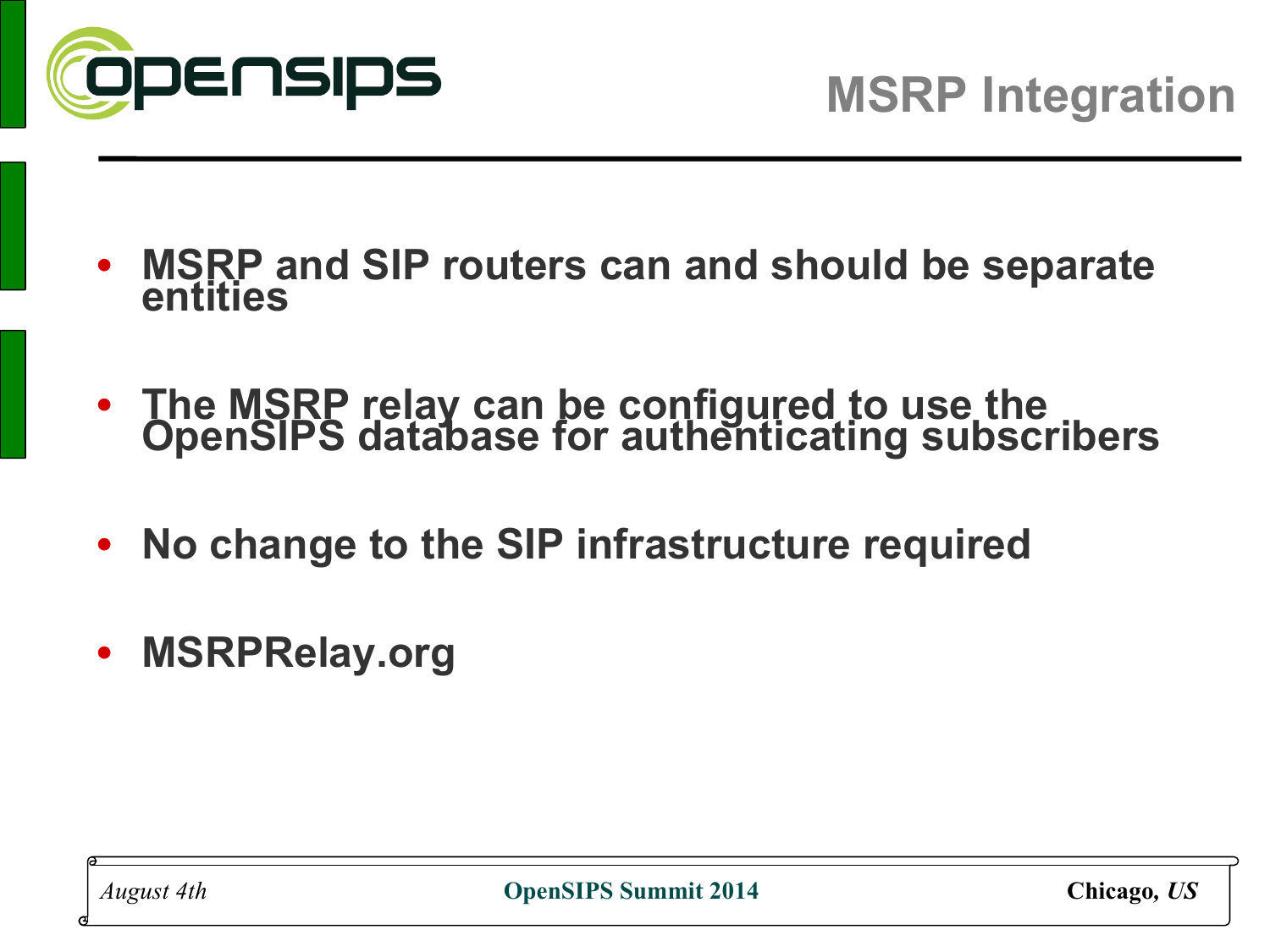# MSRP Integration

- **MSRP and SIP routers can and should be separate entities**
- **The MSRP relay can be configured to use the OpenSIPS database for authenticating subscribers**
- **No change to the SIP infrastructure required**
- **MSRPRelay.org**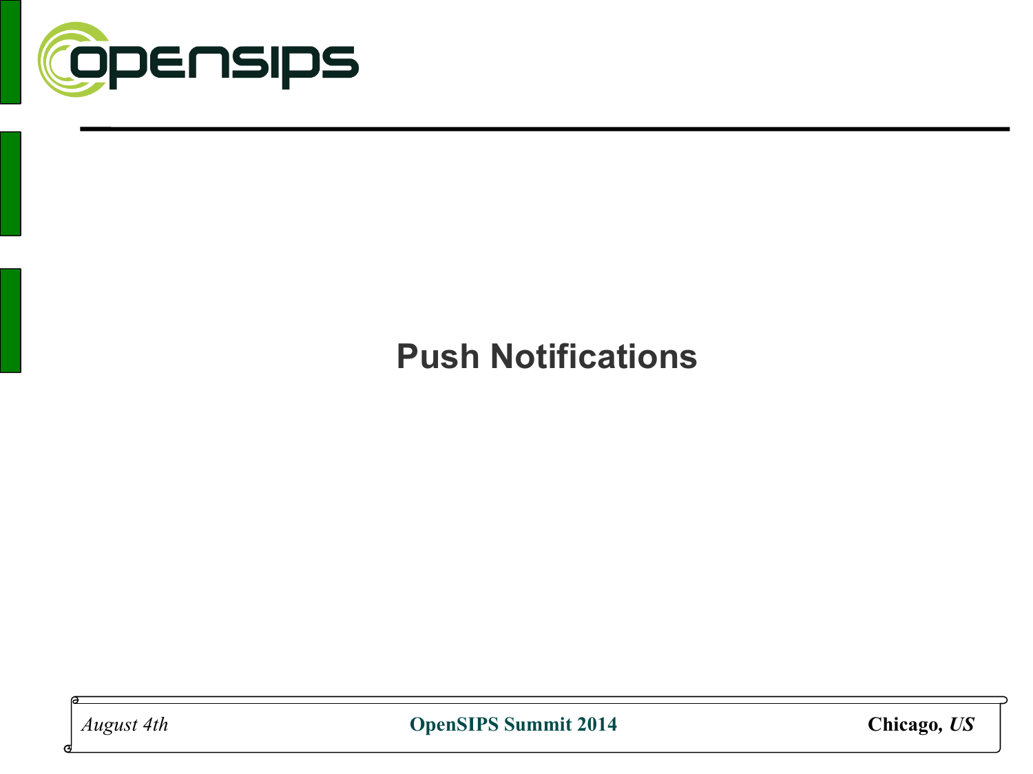# Push Notifications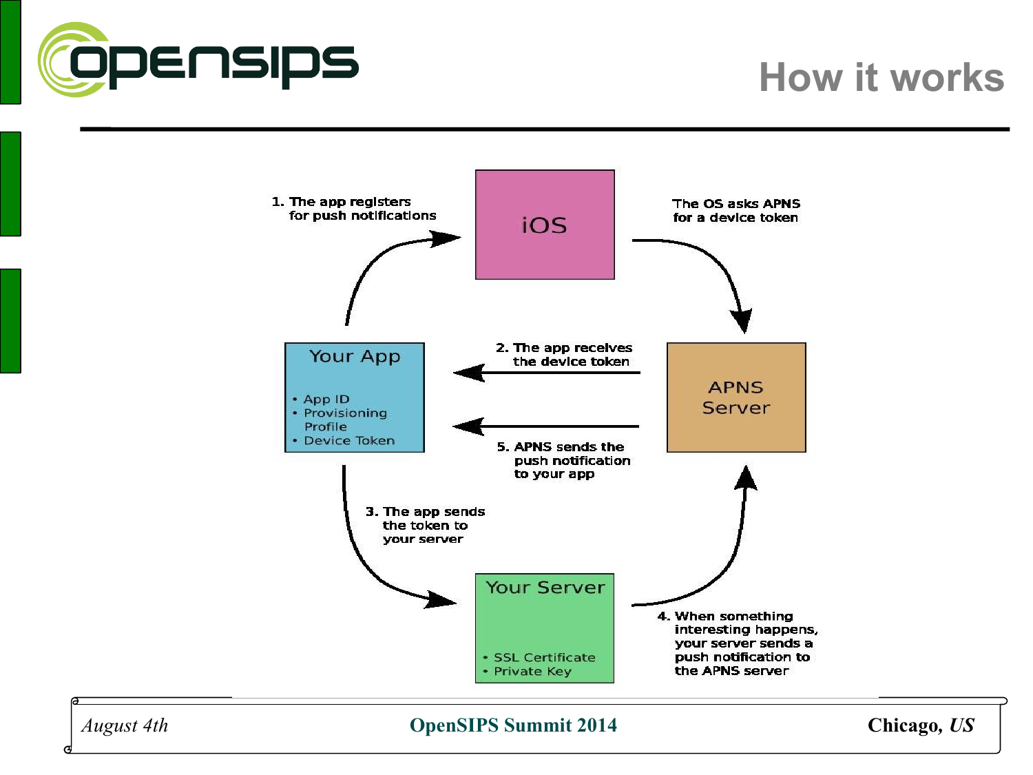# How it works

iOS

Your App

- App ID
- Provisioning Profile
- Device Token

APNS Server

Your Server

- SSL Certificate
- Private Key

1. The app registers for push notifications

The OS asks APNS for a device token

2. The app receives the device token

3. The app sends the token to your server

4. When something interesting happens, your server sends a push notification to the APNS server

5. APNS sends the push notification to your app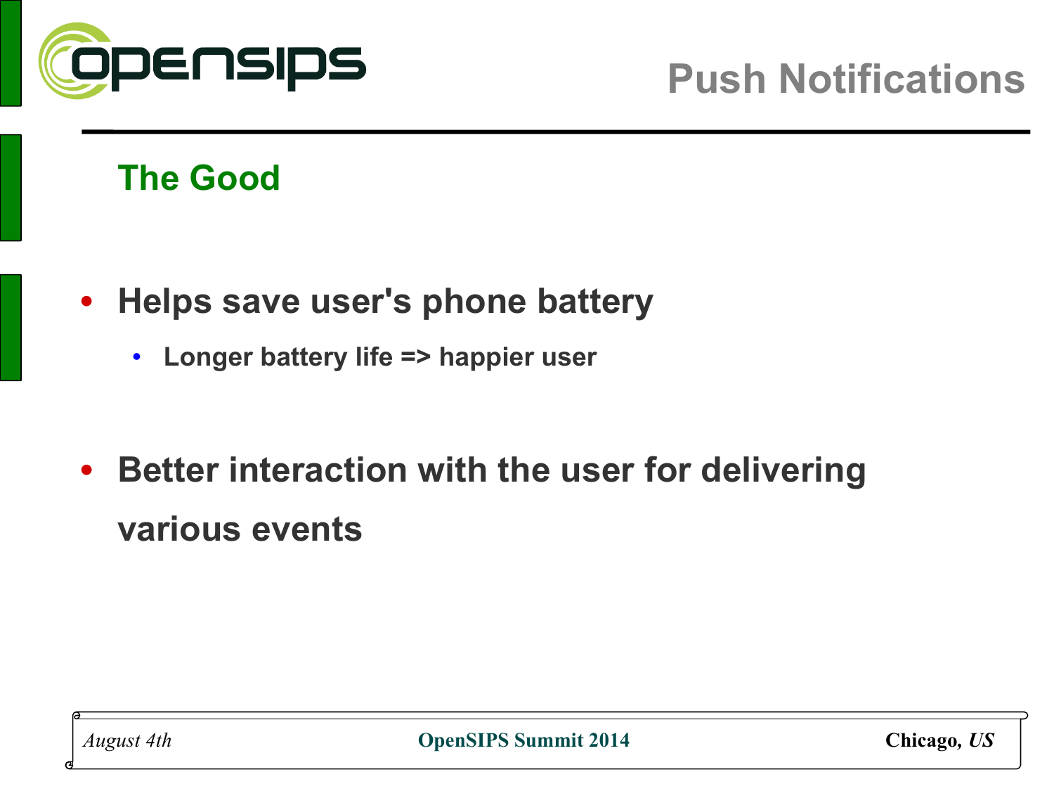# Push Notifications

## The Good

- **Helps save user's phone battery**
  - **Longer battery life => happier user**
- **Better interaction with the user for delivering various events**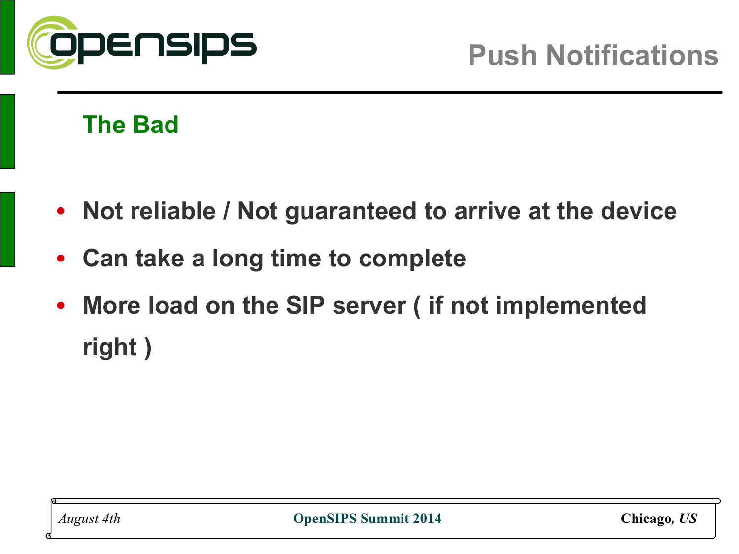# Push Notifications

## The Bad

- Not reliable / Not guaranteed to arrive at the device
- Can take a long time to complete
- More load on the SIP server ( if not implemented right )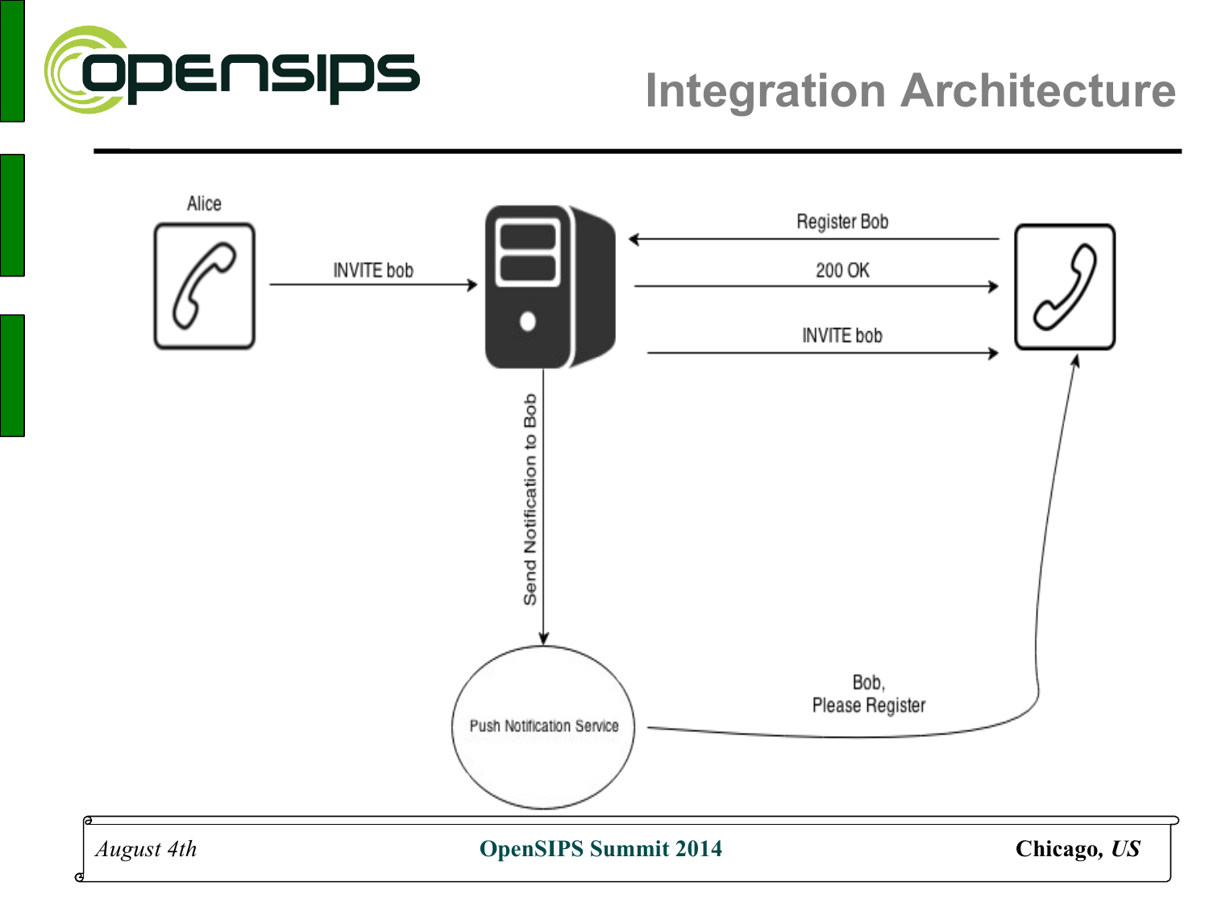# Integration Architecture

Alice

INVITE bob

Register Bob

200 OK

INVITE bob

Send Notification to Bob

Push Notification Service

Bob,
Please Register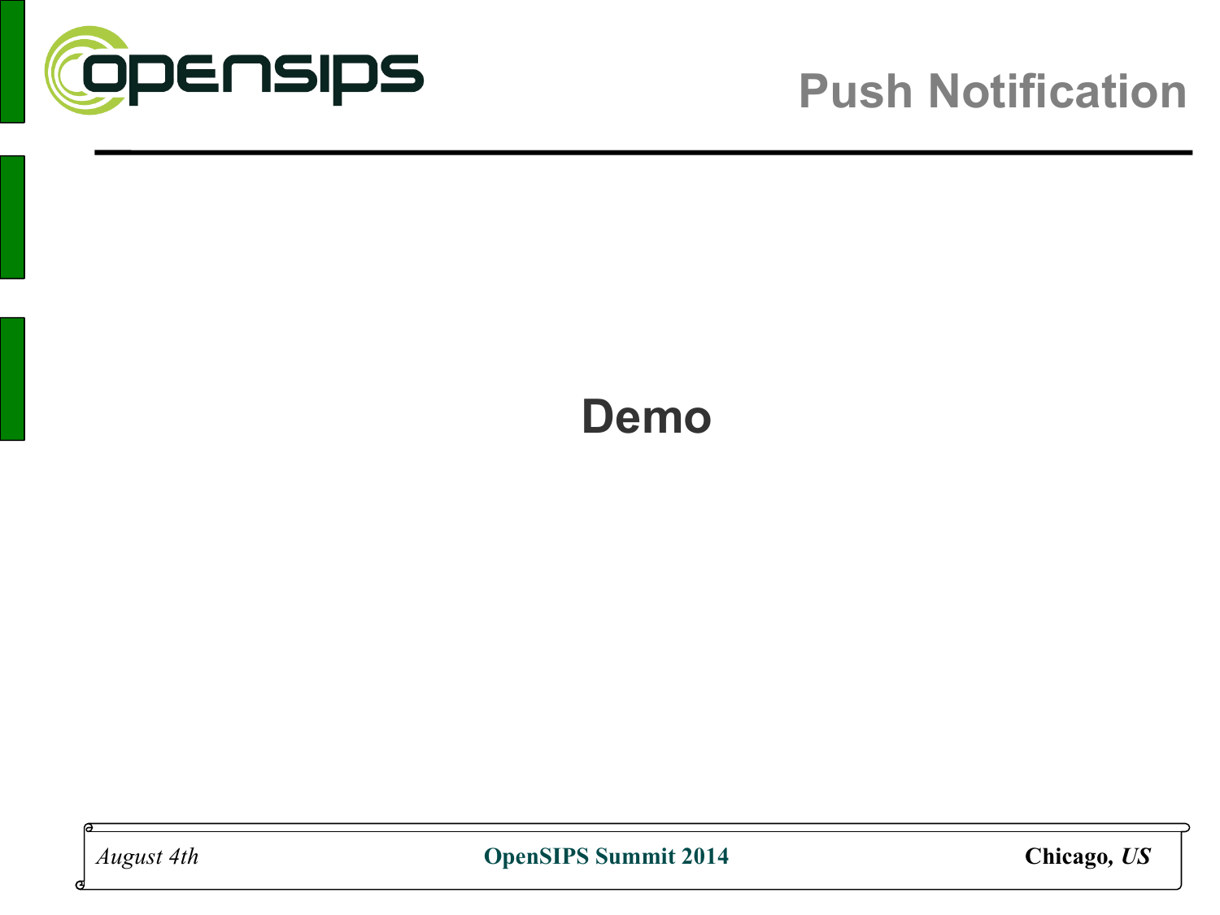# Push Notification

**Demo**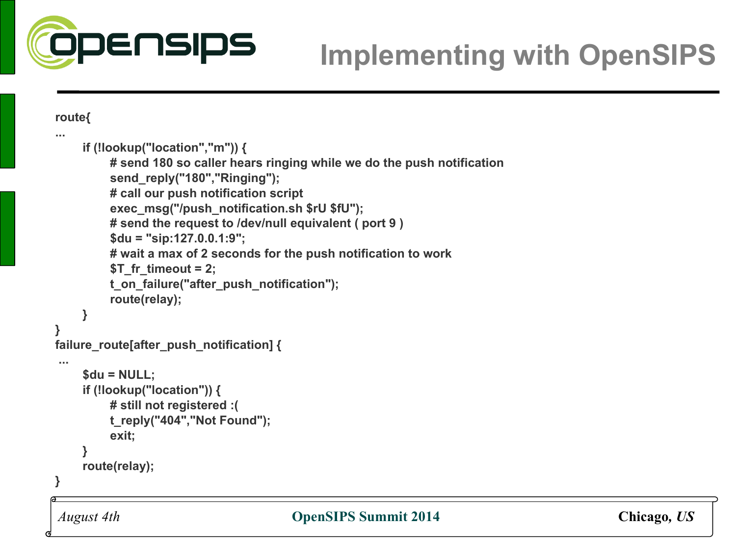# Implementing with OpenSIPS

```
route{
...
      if (!lookup("location","m")) {
            # send 180 so caller hears ringing while we do the push notification
            send_reply("180","Ringing");
            # call our push notification script
            exec_msg("/push_notification.sh $rU $fU");
            # send the request to /dev/null equivalent ( port 9 )
            $du = "sip:127.0.0.1:9";
            # wait a max of 2 seconds for the push notification to work
            $T_fr_timeout = 2;
            t_on_failure("after_push_notification");
            route(relay);
      }
}
failure_route[after_push_notification] {
 ...
      $du = NULL;
      if (!lookup("location")) {
            # still not registered :(
            t_reply("404","Not Found");
            exit;
      }
      route(relay);
}
```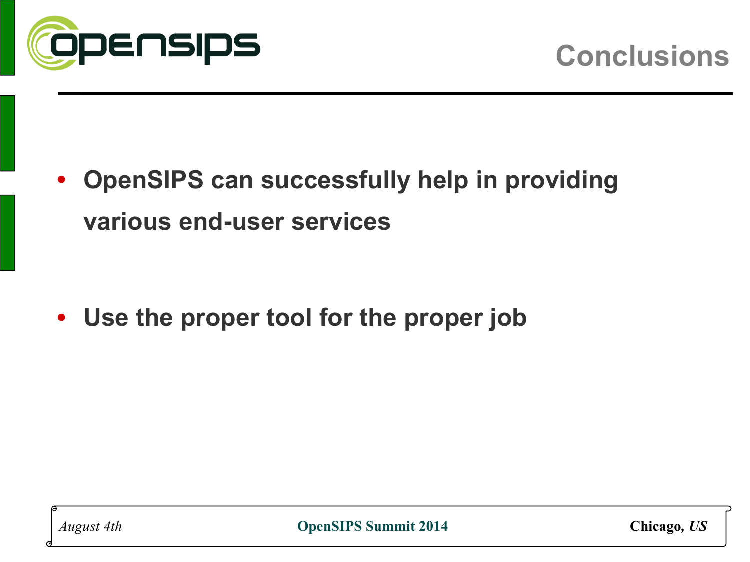# Conclusions

- **OpenSIPS can successfully help in providing various end-user services**

- **Use the proper tool for the proper job**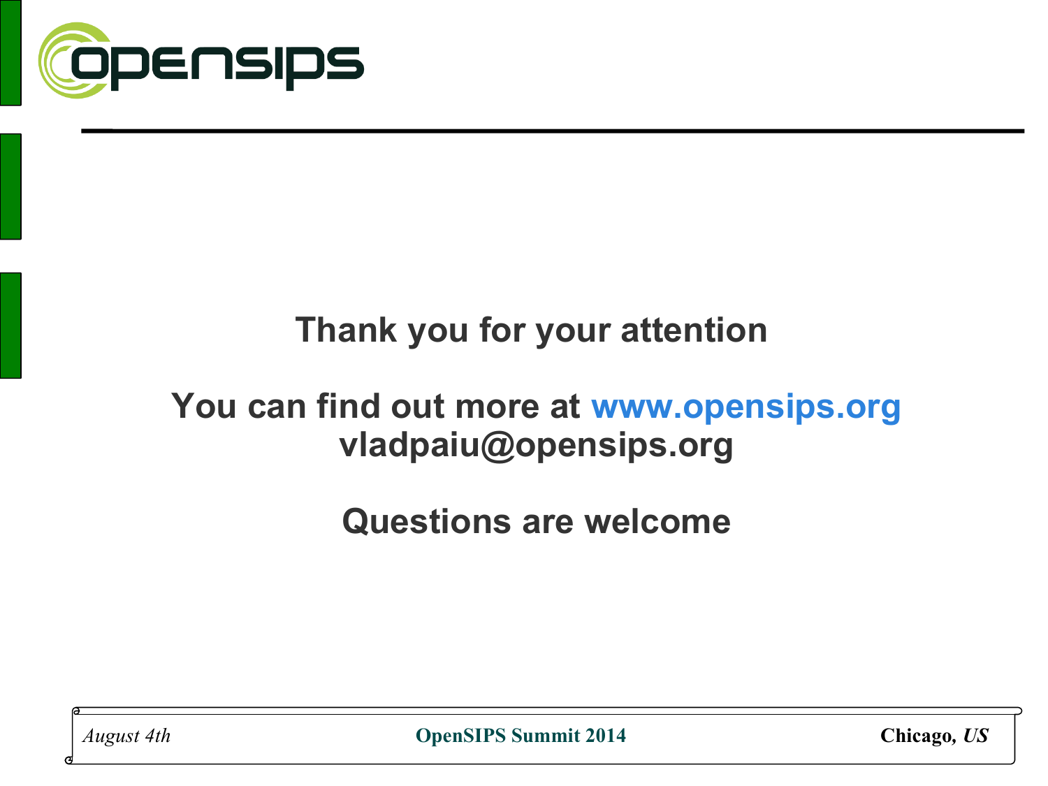**Thank you for your attention**

**You can find out more at www.opensips.org**
**vladpaiu@opensips.org**

**Questions are welcome**